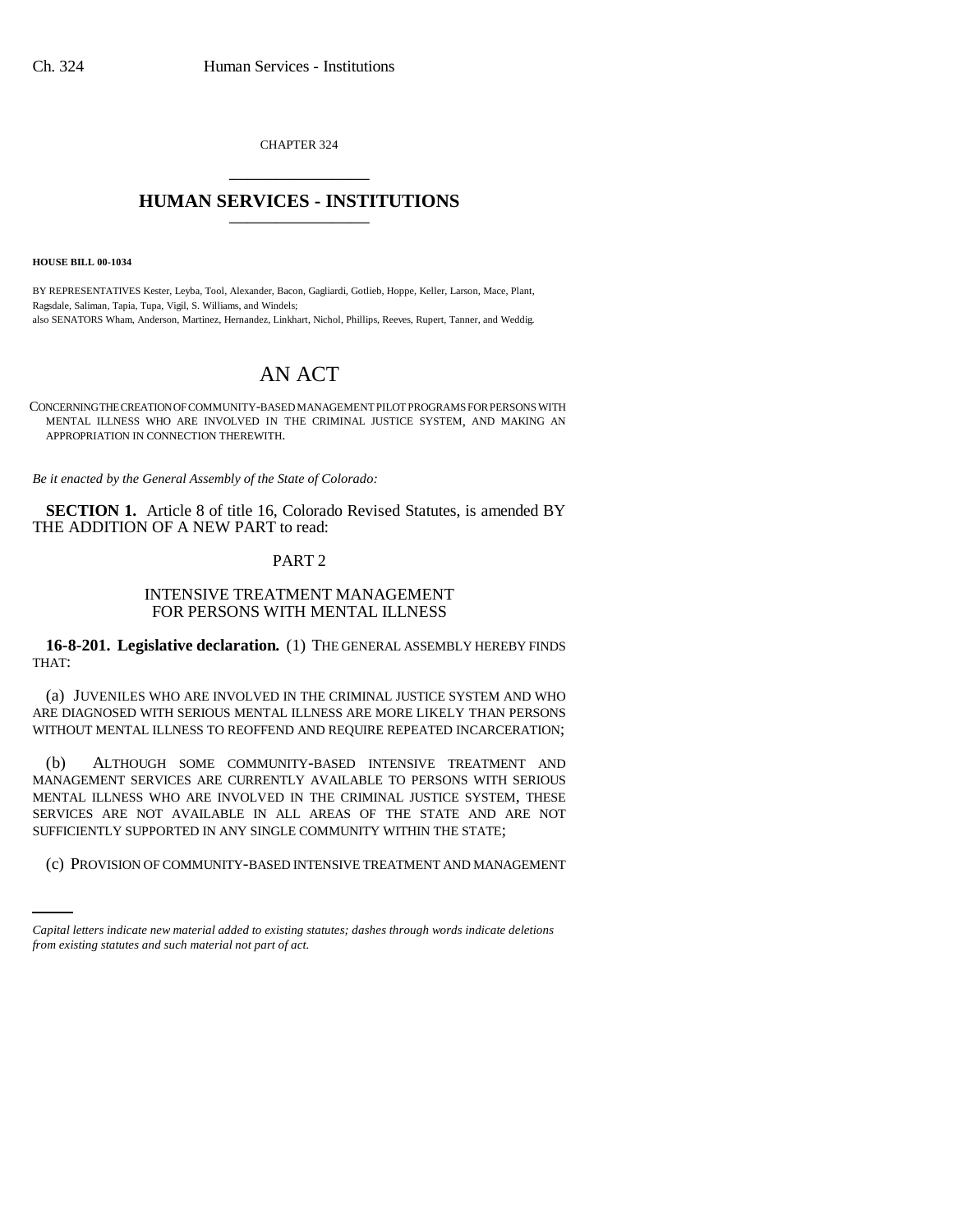CHAPTER 324

# HUMAN SERVICES - INSTITUTIONS

**HOUSE BILL 00-1034**

BY REPRESENTATIVES Kester, Leyba, Tool, Alexander, Bacon, Gagliardi, Gotlieb, Hoppe, Keller, Larson, Mace, Plant, Ragsdale, Saliman, Tapia, Tupa, Vigil, S. Williams, and Windels;
also SENATORS Wham, Anderson, Martinez, Hernandez, Linkhart, Nichol, Phillips, Reeves, Rupert, Tanner, and Weddig.

# AN ACT

CONCERNING THE CREATION OF COMMUNITY-BASED MANAGEMENT PILOT PROGRAMS FOR PERSONS WITH MENTAL ILLNESS WHO ARE INVOLVED IN THE CRIMINAL JUSTICE SYSTEM, AND MAKING AN APPROPRIATION IN CONNECTION THEREWITH.

*Be it enacted by the General Assembly of the State of Colorado:*

**SECTION 1.** Article 8 of title 16, Colorado Revised Statutes, is amended BY THE ADDITION OF A NEW PART to read:

PART 2

INTENSIVE TREATMENT MANAGEMENT FOR PERSONS WITH MENTAL ILLNESS

**16-8-201. Legislative declaration.** (1) THE GENERAL ASSEMBLY HEREBY FINDS THAT:

(a) JUVENILES WHO ARE INVOLVED IN THE CRIMINAL JUSTICE SYSTEM AND WHO ARE DIAGNOSED WITH SERIOUS MENTAL ILLNESS ARE MORE LIKELY THAN PERSONS WITHOUT MENTAL ILLNESS TO REOFFEND AND REQUIRE REPEATED INCARCERATION;

(b) ALTHOUGH SOME COMMUNITY-BASED INTENSIVE TREATMENT AND MANAGEMENT SERVICES ARE CURRENTLY AVAILABLE TO PERSONS WITH SERIOUS MENTAL ILLNESS WHO ARE INVOLVED IN THE CRIMINAL JUSTICE SYSTEM, THESE SERVICES ARE NOT AVAILABLE IN ALL AREAS OF THE STATE AND ARE NOT SUFFICIENTLY SUPPORTED IN ANY SINGLE COMMUNITY WITHIN THE STATE;

(c) PROVISION OF COMMUNITY-BASED INTENSIVE TREATMENT AND MANAGEMENT

*Capital letters indicate new material added to existing statutes; dashes through words indicate deletions from existing statutes and such material not part of act.*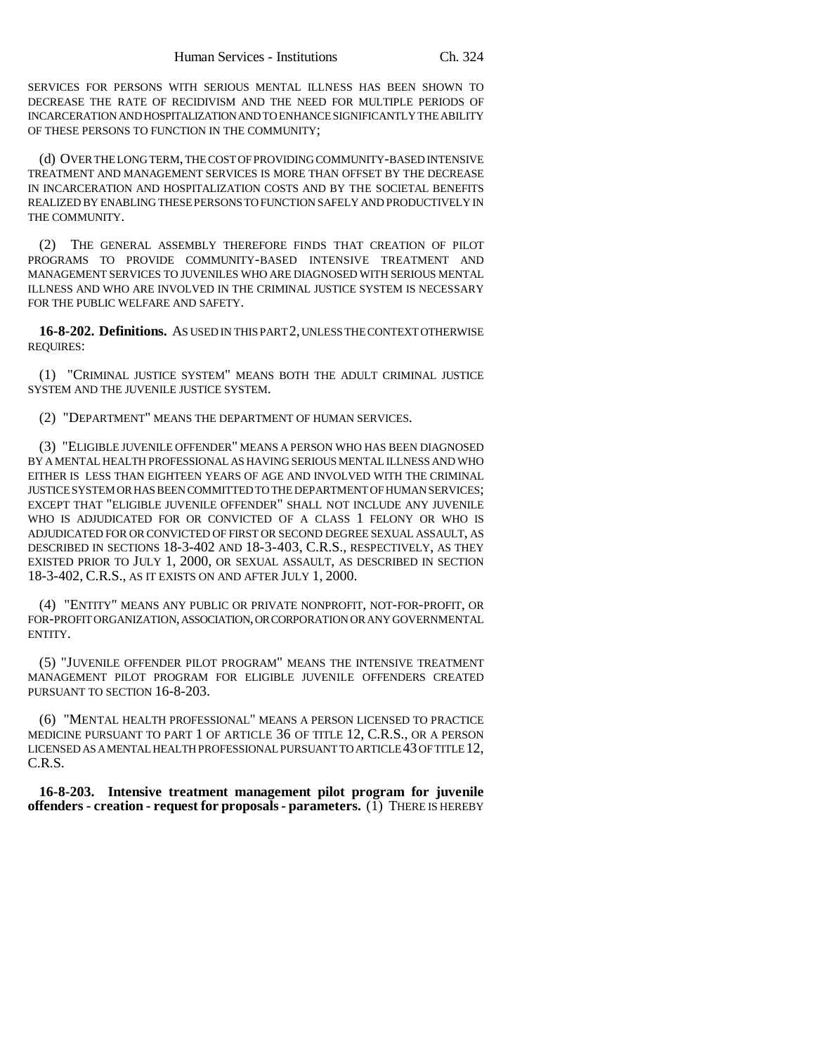SERVICES FOR PERSONS WITH SERIOUS MENTAL ILLNESS HAS BEEN SHOWN TO DECREASE THE RATE OF RECIDIVISM AND THE NEED FOR MULTIPLE PERIODS OF INCARCERATION AND HOSPITALIZATION AND TO ENHANCE SIGNIFICANTLY THE ABILITY OF THESE PERSONS TO FUNCTION IN THE COMMUNITY;

(d) OVER THE LONG TERM, THE COST OF PROVIDING COMMUNITY-BASED INTENSIVE TREATMENT AND MANAGEMENT SERVICES IS MORE THAN OFFSET BY THE DECREASE IN INCARCERATION AND HOSPITALIZATION COSTS AND BY THE SOCIETAL BENEFITS REALIZED BY ENABLING THESE PERSONS TO FUNCTION SAFELY AND PRODUCTIVELY IN THE COMMUNITY.

(2) THE GENERAL ASSEMBLY THEREFORE FINDS THAT CREATION OF PILOT PROGRAMS TO PROVIDE COMMUNITY-BASED INTENSIVE TREATMENT AND MANAGEMENT SERVICES TO JUVENILES WHO ARE DIAGNOSED WITH SERIOUS MENTAL ILLNESS AND WHO ARE INVOLVED IN THE CRIMINAL JUSTICE SYSTEM IS NECESSARY FOR THE PUBLIC WELFARE AND SAFETY.

**16-8-202. Definitions.** AS USED IN THIS PART 2, UNLESS THE CONTEXT OTHERWISE REQUIRES:

(1) "CRIMINAL JUSTICE SYSTEM" MEANS BOTH THE ADULT CRIMINAL JUSTICE SYSTEM AND THE JUVENILE JUSTICE SYSTEM.

(2) "DEPARTMENT" MEANS THE DEPARTMENT OF HUMAN SERVICES.

(3) "ELIGIBLE JUVENILE OFFENDER" MEANS A PERSON WHO HAS BEEN DIAGNOSED BY A MENTAL HEALTH PROFESSIONAL AS HAVING SERIOUS MENTAL ILLNESS AND WHO EITHER IS LESS THAN EIGHTEEN YEARS OF AGE AND INVOLVED WITH THE CRIMINAL JUSTICE SYSTEM OR HAS BEEN COMMITTED TO THE DEPARTMENT OF HUMAN SERVICES; EXCEPT THAT "ELIGIBLE JUVENILE OFFENDER" SHALL NOT INCLUDE ANY JUVENILE WHO IS ADJUDICATED FOR OR CONVICTED OF A CLASS 1 FELONY OR WHO IS ADJUDICATED FOR OR CONVICTED OF FIRST OR SECOND DEGREE SEXUAL ASSAULT, AS DESCRIBED IN SECTIONS 18-3-402 AND 18-3-403, C.R.S., RESPECTIVELY, AS THEY EXISTED PRIOR TO JULY 1, 2000, OR SEXUAL ASSAULT, AS DESCRIBED IN SECTION 18-3-402, C.R.S., AS IT EXISTS ON AND AFTER JULY 1, 2000.

(4) "ENTITY" MEANS ANY PUBLIC OR PRIVATE NONPROFIT, NOT-FOR-PROFIT, OR FOR-PROFIT ORGANIZATION, ASSOCIATION, OR CORPORATION OR ANY GOVERNMENTAL ENTITY.

(5) "JUVENILE OFFENDER PILOT PROGRAM" MEANS THE INTENSIVE TREATMENT MANAGEMENT PILOT PROGRAM FOR ELIGIBLE JUVENILE OFFENDERS CREATED PURSUANT TO SECTION 16-8-203.

(6) "MENTAL HEALTH PROFESSIONAL" MEANS A PERSON LICENSED TO PRACTICE MEDICINE PURSUANT TO PART 1 OF ARTICLE 36 OF TITLE 12, C.R.S., OR A PERSON LICENSED AS A MENTAL HEALTH PROFESSIONAL PURSUANT TO ARTICLE 43 OF TITLE 12, C.R.S.

**16-8-203. Intensive treatment management pilot program for juvenile offenders - creation - request for proposals - parameters.** (1) THERE IS HEREBY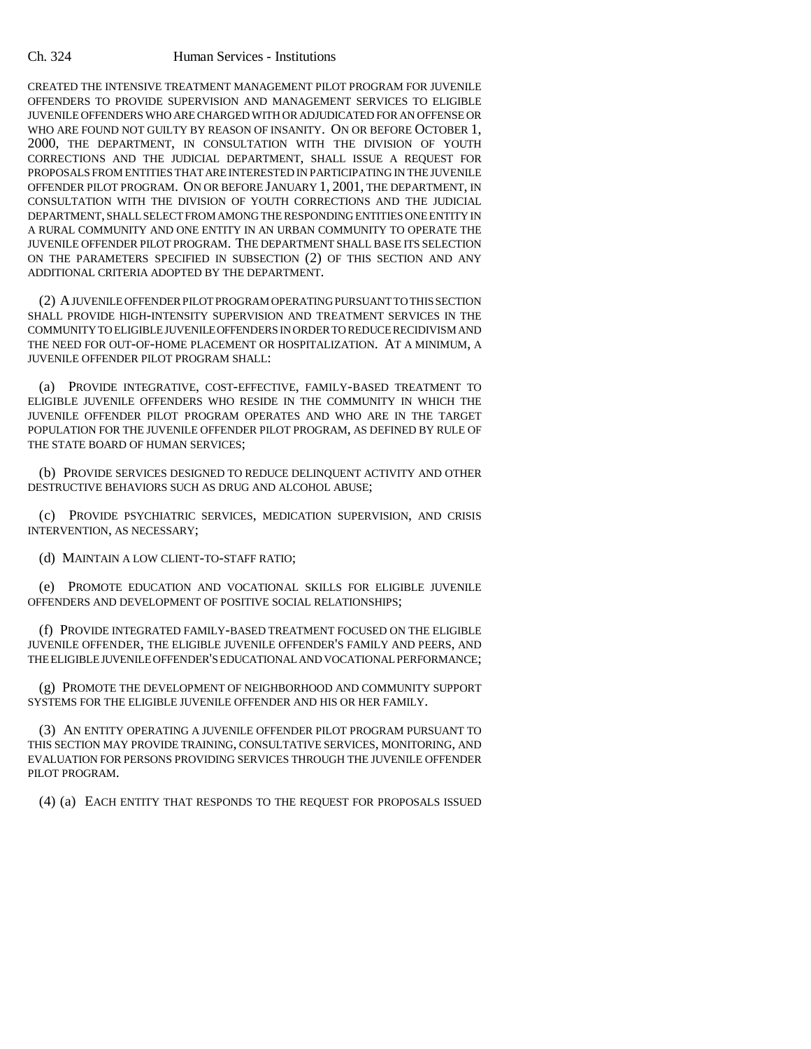CREATED THE INTENSIVE TREATMENT MANAGEMENT PILOT PROGRAM FOR JUVENILE OFFENDERS TO PROVIDE SUPERVISION AND MANAGEMENT SERVICES TO ELIGIBLE JUVENILE OFFENDERS WHO ARE CHARGED WITH OR ADJUDICATED FOR AN OFFENSE OR WHO ARE FOUND NOT GUILTY BY REASON OF INSANITY. ON OR BEFORE OCTOBER 1, 2000, THE DEPARTMENT, IN CONSULTATION WITH THE DIVISION OF YOUTH CORRECTIONS AND THE JUDICIAL DEPARTMENT, SHALL ISSUE A REQUEST FOR PROPOSALS FROM ENTITIES THAT ARE INTERESTED IN PARTICIPATING IN THE JUVENILE OFFENDER PILOT PROGRAM. ON OR BEFORE JANUARY 1, 2001, THE DEPARTMENT, IN CONSULTATION WITH THE DIVISION OF YOUTH CORRECTIONS AND THE JUDICIAL DEPARTMENT, SHALL SELECT FROM AMONG THE RESPONDING ENTITIES ONE ENTITY IN A RURAL COMMUNITY AND ONE ENTITY IN AN URBAN COMMUNITY TO OPERATE THE JUVENILE OFFENDER PILOT PROGRAM. THE DEPARTMENT SHALL BASE ITS SELECTION ON THE PARAMETERS SPECIFIED IN SUBSECTION (2) OF THIS SECTION AND ANY ADDITIONAL CRITERIA ADOPTED BY THE DEPARTMENT.

(2) A JUVENILE OFFENDER PILOT PROGRAM OPERATING PURSUANT TO THIS SECTION SHALL PROVIDE HIGH-INTENSITY SUPERVISION AND TREATMENT SERVICES IN THE COMMUNITY TO ELIGIBLE JUVENILE OFFENDERS IN ORDER TO REDUCE RECIDIVISM AND THE NEED FOR OUT-OF-HOME PLACEMENT OR HOSPITALIZATION. AT A MINIMUM, A JUVENILE OFFENDER PILOT PROGRAM SHALL:

(a) PROVIDE INTEGRATIVE, COST-EFFECTIVE, FAMILY-BASED TREATMENT TO ELIGIBLE JUVENILE OFFENDERS WHO RESIDE IN THE COMMUNITY IN WHICH THE JUVENILE OFFENDER PILOT PROGRAM OPERATES AND WHO ARE IN THE TARGET POPULATION FOR THE JUVENILE OFFENDER PILOT PROGRAM, AS DEFINED BY RULE OF THE STATE BOARD OF HUMAN SERVICES;

(b) PROVIDE SERVICES DESIGNED TO REDUCE DELINQUENT ACTIVITY AND OTHER DESTRUCTIVE BEHAVIORS SUCH AS DRUG AND ALCOHOL ABUSE;

(c) PROVIDE PSYCHIATRIC SERVICES, MEDICATION SUPERVISION, AND CRISIS INTERVENTION, AS NECESSARY;

(d) MAINTAIN A LOW CLIENT-TO-STAFF RATIO;

(e) PROMOTE EDUCATION AND VOCATIONAL SKILLS FOR ELIGIBLE JUVENILE OFFENDERS AND DEVELOPMENT OF POSITIVE SOCIAL RELATIONSHIPS;

(f) PROVIDE INTEGRATED FAMILY-BASED TREATMENT FOCUSED ON THE ELIGIBLE JUVENILE OFFENDER, THE ELIGIBLE JUVENILE OFFENDER'S FAMILY AND PEERS, AND THE ELIGIBLE JUVENILE OFFENDER'S EDUCATIONAL AND VOCATIONAL PERFORMANCE;

(g) PROMOTE THE DEVELOPMENT OF NEIGHBORHOOD AND COMMUNITY SUPPORT SYSTEMS FOR THE ELIGIBLE JUVENILE OFFENDER AND HIS OR HER FAMILY.

(3) AN ENTITY OPERATING A JUVENILE OFFENDER PILOT PROGRAM PURSUANT TO THIS SECTION MAY PROVIDE TRAINING, CONSULTATIVE SERVICES, MONITORING, AND EVALUATION FOR PERSONS PROVIDING SERVICES THROUGH THE JUVENILE OFFENDER PILOT PROGRAM.

(4) (a) EACH ENTITY THAT RESPONDS TO THE REQUEST FOR PROPOSALS ISSUED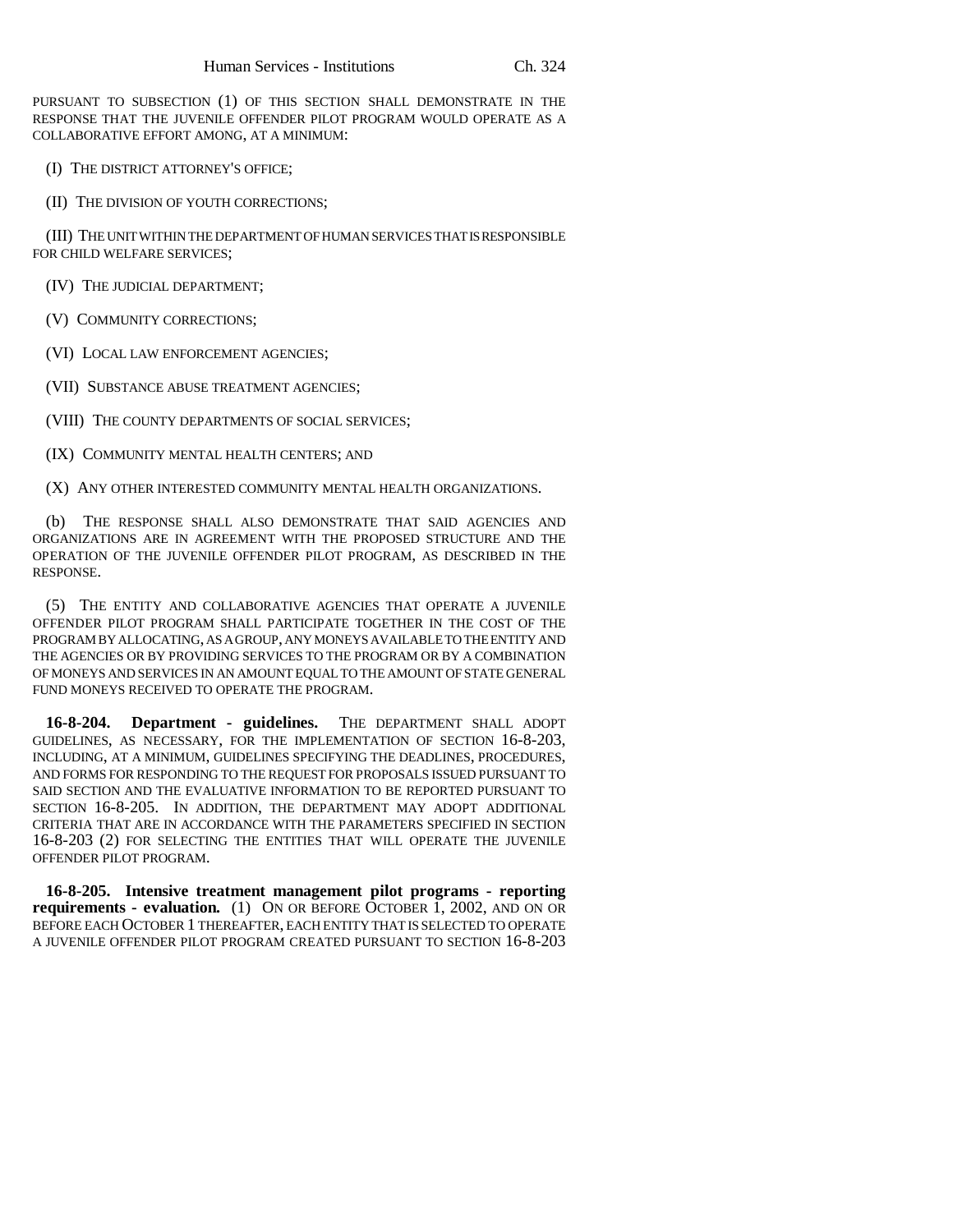PURSUANT TO SUBSECTION (1) OF THIS SECTION SHALL DEMONSTRATE IN THE RESPONSE THAT THE JUVENILE OFFENDER PILOT PROGRAM WOULD OPERATE AS A COLLABORATIVE EFFORT AMONG, AT A MINIMUM:

(I) THE DISTRICT ATTORNEY'S OFFICE;

(II) THE DIVISION OF YOUTH CORRECTIONS;

(III) THE UNIT WITHIN THE DEPARTMENT OF HUMAN SERVICES THAT IS RESPONSIBLE FOR CHILD WELFARE SERVICES;

(IV) THE JUDICIAL DEPARTMENT;

(V) COMMUNITY CORRECTIONS;

(VI) LOCAL LAW ENFORCEMENT AGENCIES;

(VII) SUBSTANCE ABUSE TREATMENT AGENCIES;

(VIII) THE COUNTY DEPARTMENTS OF SOCIAL SERVICES;

(IX) COMMUNITY MENTAL HEALTH CENTERS; AND

(X) ANY OTHER INTERESTED COMMUNITY MENTAL HEALTH ORGANIZATIONS.

(b) THE RESPONSE SHALL ALSO DEMONSTRATE THAT SAID AGENCIES AND ORGANIZATIONS ARE IN AGREEMENT WITH THE PROPOSED STRUCTURE AND THE OPERATION OF THE JUVENILE OFFENDER PILOT PROGRAM, AS DESCRIBED IN THE RESPONSE.

(5) THE ENTITY AND COLLABORATIVE AGENCIES THAT OPERATE A JUVENILE OFFENDER PILOT PROGRAM SHALL PARTICIPATE TOGETHER IN THE COST OF THE PROGRAM BY ALLOCATING, AS A GROUP, ANY MONEYS AVAILABLE TO THE ENTITY AND THE AGENCIES OR BY PROVIDING SERVICES TO THE PROGRAM OR BY A COMBINATION OF MONEYS AND SERVICES IN AN AMOUNT EQUAL TO THE AMOUNT OF STATE GENERAL FUND MONEYS RECEIVED TO OPERATE THE PROGRAM.

**16-8-204. Department - guidelines.** THE DEPARTMENT SHALL ADOPT GUIDELINES, AS NECESSARY, FOR THE IMPLEMENTATION OF SECTION 16-8-203, INCLUDING, AT A MINIMUM, GUIDELINES SPECIFYING THE DEADLINES, PROCEDURES, AND FORMS FOR RESPONDING TO THE REQUEST FOR PROPOSALS ISSUED PURSUANT TO SAID SECTION AND THE EVALUATIVE INFORMATION TO BE REPORTED PURSUANT TO SECTION 16-8-205. IN ADDITION, THE DEPARTMENT MAY ADOPT ADDITIONAL CRITERIA THAT ARE IN ACCORDANCE WITH THE PARAMETERS SPECIFIED IN SECTION 16-8-203 (2) FOR SELECTING THE ENTITIES THAT WILL OPERATE THE JUVENILE OFFENDER PILOT PROGRAM.

**16-8-205. Intensive treatment management pilot programs - reporting requirements - evaluation.** (1) ON OR BEFORE OCTOBER 1, 2002, AND ON OR BEFORE EACH OCTOBER 1 THEREAFTER, EACH ENTITY THAT IS SELECTED TO OPERATE A JUVENILE OFFENDER PILOT PROGRAM CREATED PURSUANT TO SECTION 16-8-203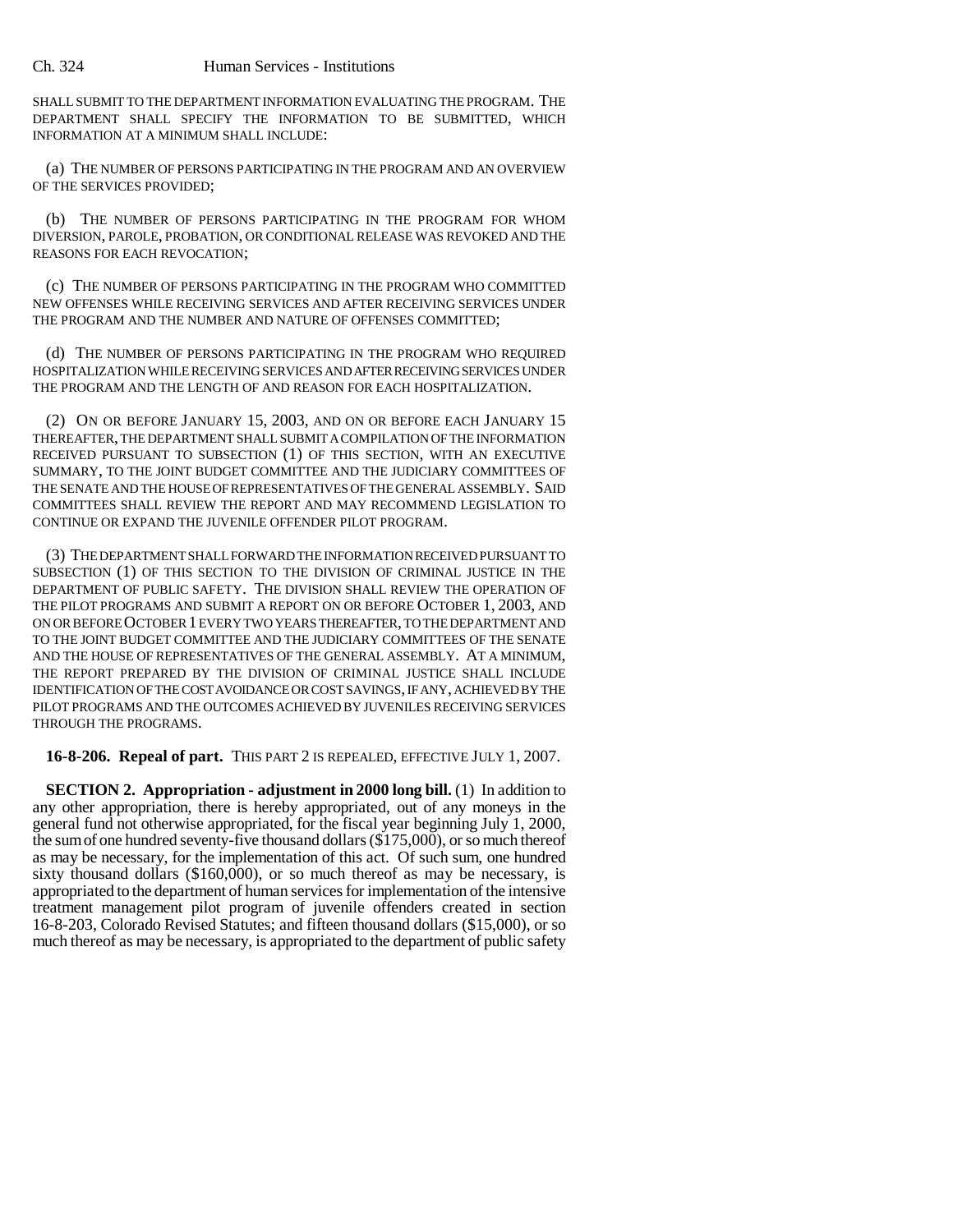SHALL SUBMIT TO THE DEPARTMENT INFORMATION EVALUATING THE PROGRAM. THE DEPARTMENT SHALL SPECIFY THE INFORMATION TO BE SUBMITTED, WHICH INFORMATION AT A MINIMUM SHALL INCLUDE:

(a) THE NUMBER OF PERSONS PARTICIPATING IN THE PROGRAM AND AN OVERVIEW OF THE SERVICES PROVIDED;

(b) THE NUMBER OF PERSONS PARTICIPATING IN THE PROGRAM FOR WHOM DIVERSION, PAROLE, PROBATION, OR CONDITIONAL RELEASE WAS REVOKED AND THE REASONS FOR EACH REVOCATION;

(c) THE NUMBER OF PERSONS PARTICIPATING IN THE PROGRAM WHO COMMITTED NEW OFFENSES WHILE RECEIVING SERVICES AND AFTER RECEIVING SERVICES UNDER THE PROGRAM AND THE NUMBER AND NATURE OF OFFENSES COMMITTED;

(d) THE NUMBER OF PERSONS PARTICIPATING IN THE PROGRAM WHO REQUIRED HOSPITALIZATION WHILE RECEIVING SERVICES AND AFTER RECEIVING SERVICES UNDER THE PROGRAM AND THE LENGTH OF AND REASON FOR EACH HOSPITALIZATION.

(2) ON OR BEFORE JANUARY 15, 2003, AND ON OR BEFORE EACH JANUARY 15 THEREAFTER, THE DEPARTMENT SHALL SUBMIT A COMPILATION OF THE INFORMATION RECEIVED PURSUANT TO SUBSECTION (1) OF THIS SECTION, WITH AN EXECUTIVE SUMMARY, TO THE JOINT BUDGET COMMITTEE AND THE JUDICIARY COMMITTEES OF THE SENATE AND THE HOUSE OF REPRESENTATIVES OF THE GENERAL ASSEMBLY. SAID COMMITTEES SHALL REVIEW THE REPORT AND MAY RECOMMEND LEGISLATION TO CONTINUE OR EXPAND THE JUVENILE OFFENDER PILOT PROGRAM.

(3) THE DEPARTMENT SHALL FORWARD THE INFORMATION RECEIVED PURSUANT TO SUBSECTION (1) OF THIS SECTION TO THE DIVISION OF CRIMINAL JUSTICE IN THE DEPARTMENT OF PUBLIC SAFETY. THE DIVISION SHALL REVIEW THE OPERATION OF THE PILOT PROGRAMS AND SUBMIT A REPORT ON OR BEFORE OCTOBER 1, 2003, AND ON OR BEFORE OCTOBER 1 EVERY TWO YEARS THEREAFTER, TO THE DEPARTMENT AND TO THE JOINT BUDGET COMMITTEE AND THE JUDICIARY COMMITTEES OF THE SENATE AND THE HOUSE OF REPRESENTATIVES OF THE GENERAL ASSEMBLY. AT A MINIMUM, THE REPORT PREPARED BY THE DIVISION OF CRIMINAL JUSTICE SHALL INCLUDE IDENTIFICATION OF THE COST AVOIDANCE OR COST SAVINGS, IF ANY, ACHIEVED BY THE PILOT PROGRAMS AND THE OUTCOMES ACHIEVED BY JUVENILES RECEIVING SERVICES THROUGH THE PROGRAMS.

**16-8-206. Repeal of part.** THIS PART 2 IS REPEALED, EFFECTIVE JULY 1, 2007.

**SECTION 2. Appropriation - adjustment in 2000 long bill.** (1) In addition to any other appropriation, there is hereby appropriated, out of any moneys in the general fund not otherwise appropriated, for the fiscal year beginning July 1, 2000, the sum of one hundred seventy-five thousand dollars ($175,000), or so much thereof as may be necessary, for the implementation of this act. Of such sum, one hundred sixty thousand dollars ($160,000), or so much thereof as may be necessary, is appropriated to the department of human services for implementation of the intensive treatment management pilot program of juvenile offenders created in section 16-8-203, Colorado Revised Statutes; and fifteen thousand dollars ($15,000), or so much thereof as may be necessary, is appropriated to the department of public safety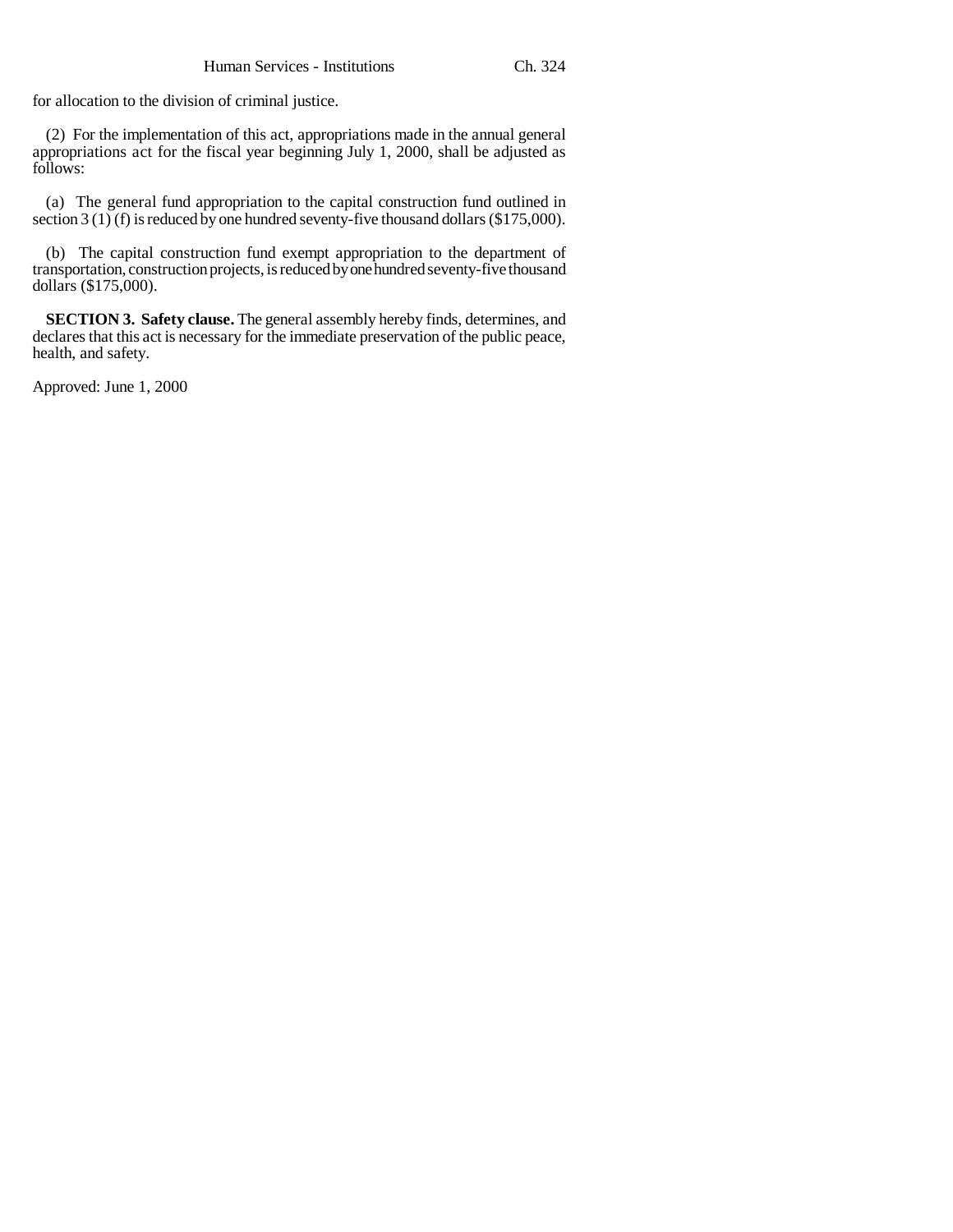for allocation to the division of criminal justice.

(2) For the implementation of this act, appropriations made in the annual general appropriations act for the fiscal year beginning July 1, 2000, shall be adjusted as follows:

(a) The general fund appropriation to the capital construction fund outlined in section 3 (1) (f) is reduced by one hundred seventy-five thousand dollars ($175,000).

(b) The capital construction fund exempt appropriation to the department of transportation, construction projects, is reduced by one hundred seventy-five thousand dollars ($175,000).

**SECTION 3. Safety clause.** The general assembly hereby finds, determines, and declares that this act is necessary for the immediate preservation of the public peace, health, and safety.

Approved: June 1, 2000